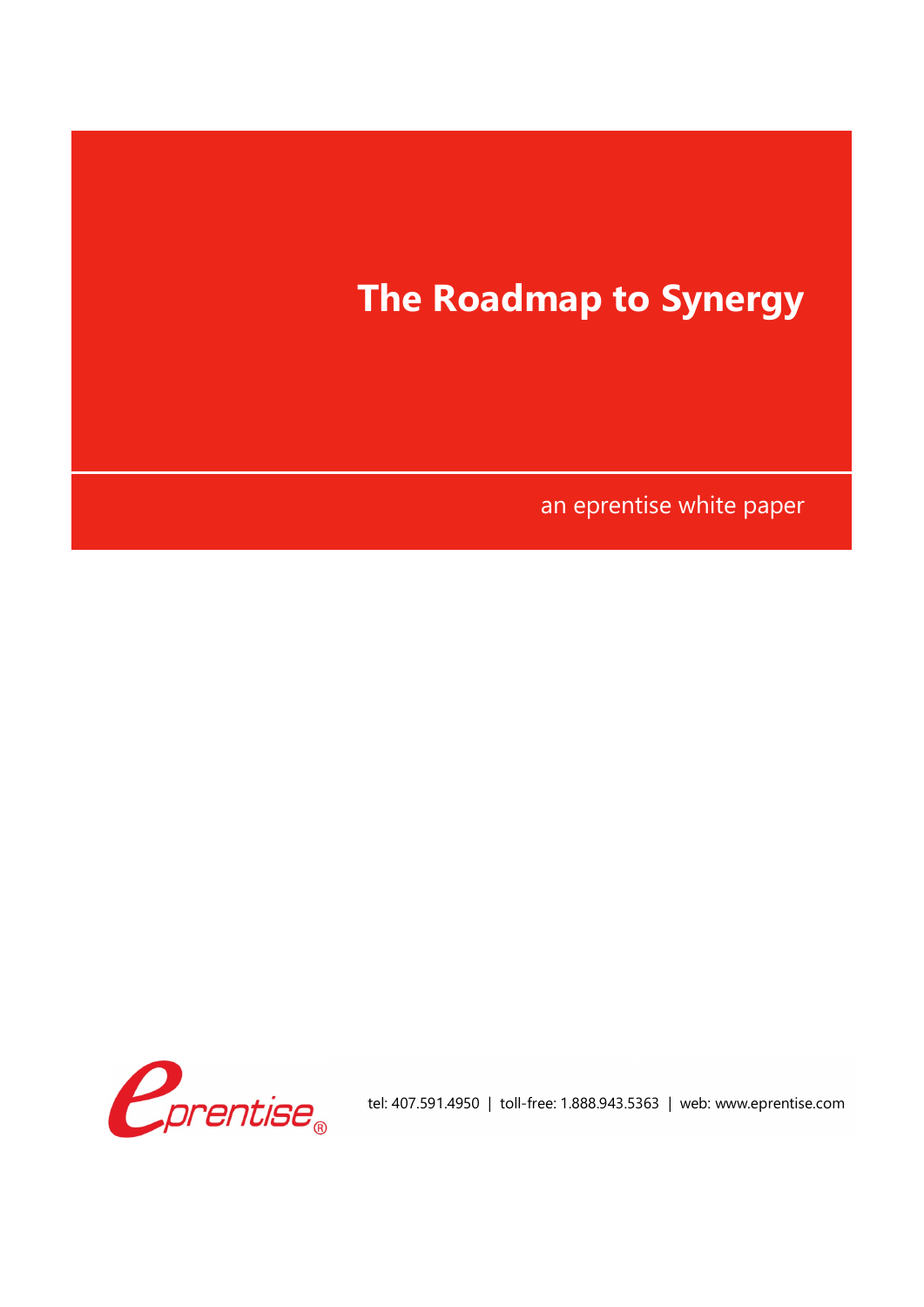# The Roadmap to Synergy

an eprentise white paper

tel: 407.591.4950 | toll-free: 1.888.943.5363 | web: www.eprentise.com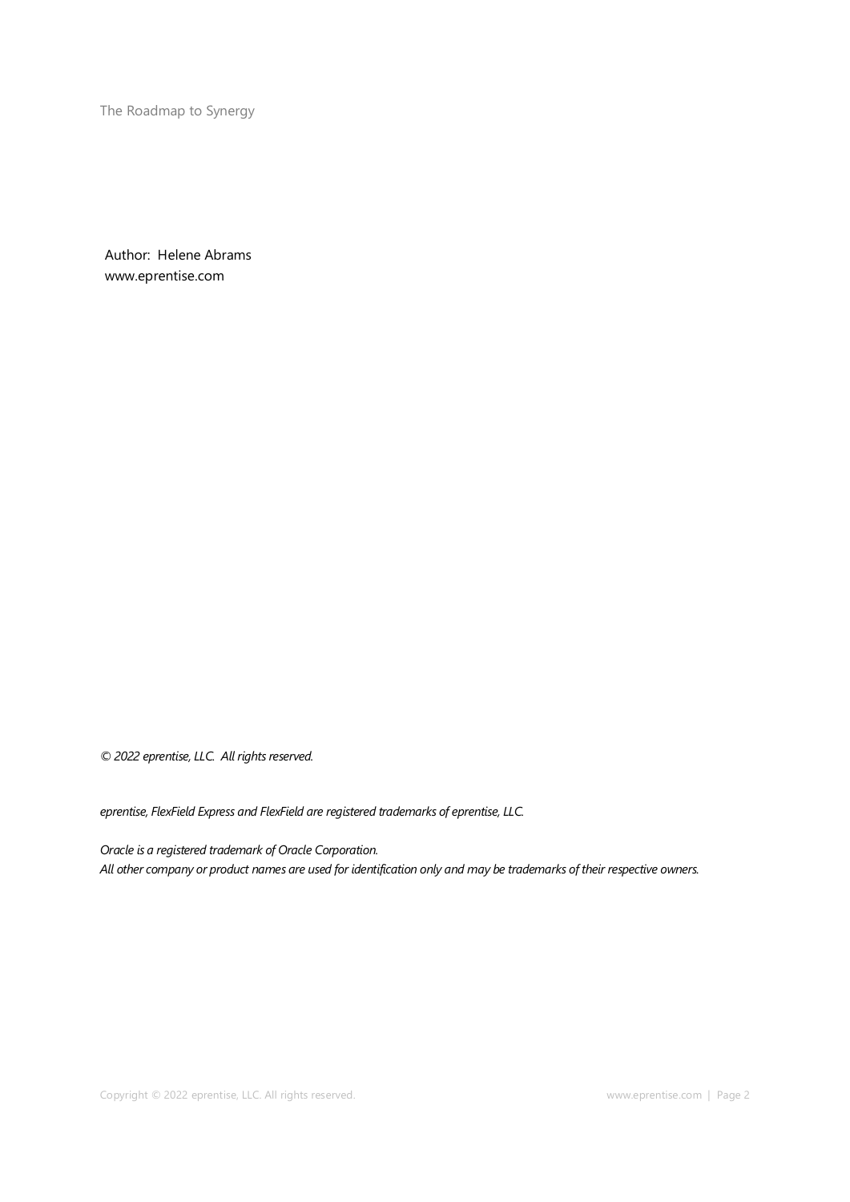Author: Helene Abrams
www.eprentise.com

*© 2022 eprentise, LLC. All rights reserved.*

*eprentise, FlexField Express and FlexField are registered trademarks of eprentise, LLC.*

*Oracle is a registered trademark of Oracle Corporation.*
*All other company or product names are used for identification only and may be trademarks of their respective owners.*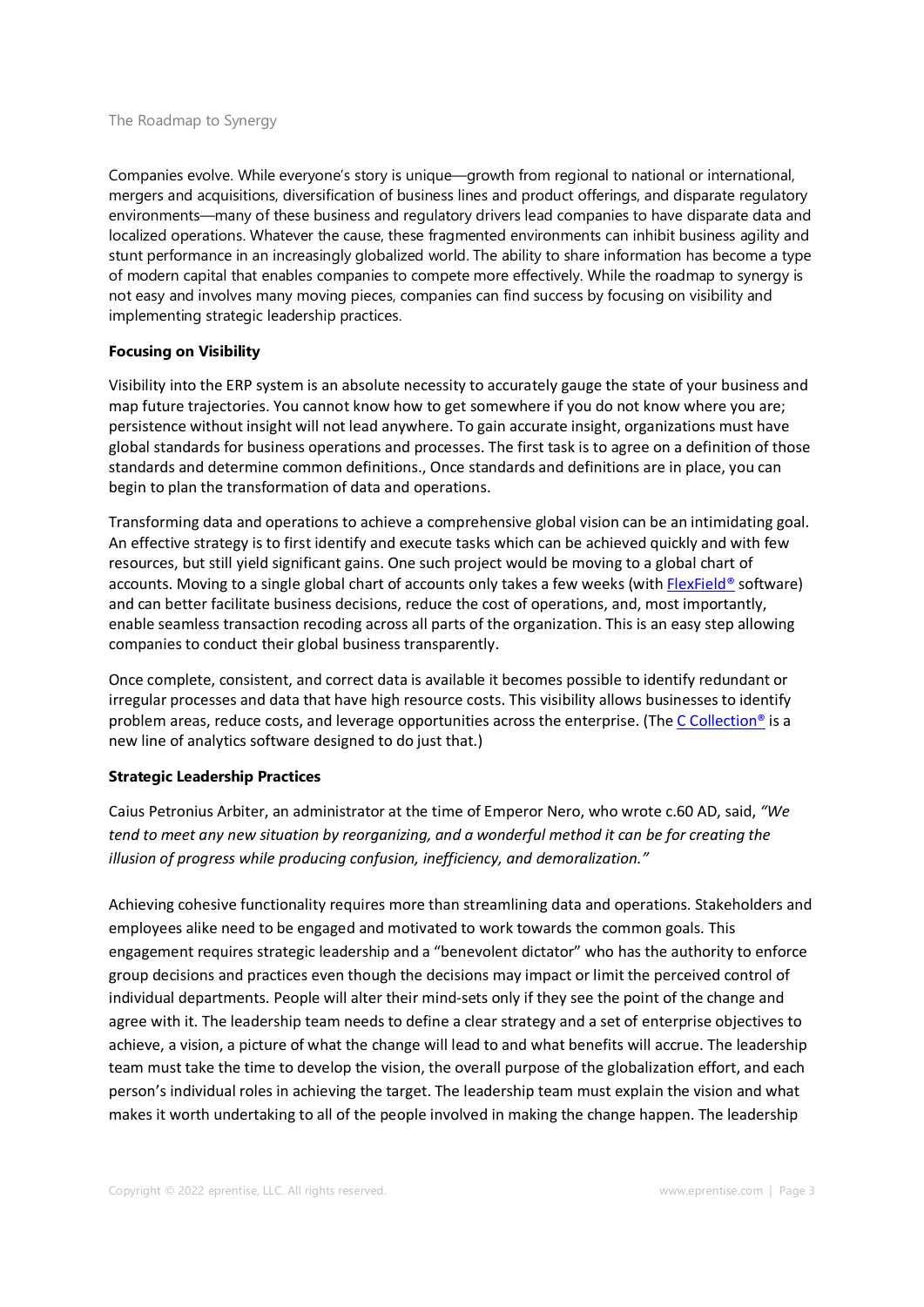Companies evolve. While everyone's story is unique—growth from regional to national or international, mergers and acquisitions, diversification of business lines and product offerings, and disparate regulatory environments—many of these business and regulatory drivers lead companies to have disparate data and localized operations. Whatever the cause, these fragmented environments can inhibit business agility and stunt performance in an increasingly globalized world. The ability to share information has become a type of modern capital that enables companies to compete more effectively. While the roadmap to synergy is not easy and involves many moving pieces, companies can find success by focusing on visibility and implementing strategic leadership practices.

**Focusing on Visibility**

Visibility into the ERP system is an absolute necessity to accurately gauge the state of your business and map future trajectories. You cannot know how to get somewhere if you do not know where you are; persistence without insight will not lead anywhere. To gain accurate insight, organizations must have global standards for business operations and processes. The first task is to agree on a definition of those standards and determine common definitions., Once standards and definitions are in place, you can begin to plan the transformation of data and operations.

Transforming data and operations to achieve a comprehensive global vision can be an intimidating goal. An effective strategy is to first identify and execute tasks which can be achieved quickly and with few resources, but still yield significant gains. One such project would be moving to a global chart of accounts. Moving to a single global chart of accounts only takes a few weeks (with [FlexField®](#) software) and can better facilitate business decisions, reduce the cost of operations, and, most importantly, enable seamless transaction recoding across all parts of the organization. This is an easy step allowing companies to conduct their global business transparently.

Once complete, consistent, and correct data is available it becomes possible to identify redundant or irregular processes and data that have high resource costs. This visibility allows businesses to identify problem areas, reduce costs, and leverage opportunities across the enterprise. (The [C Collection®](#) is a new line of analytics software designed to do just that.)

**Strategic Leadership Practices**

Caius Petronius Arbiter, an administrator at the time of Emperor Nero, who wrote c.60 AD, said, *"We tend to meet any new situation by reorganizing, and a wonderful method it can be for creating the illusion of progress while producing confusion, inefficiency, and demoralization."*

Achieving cohesive functionality requires more than streamlining data and operations. Stakeholders and employees alike need to be engaged and motivated to work towards the common goals. This engagement requires strategic leadership and a "benevolent dictator" who has the authority to enforce group decisions and practices even though the decisions may impact or limit the perceived control of individual departments. People will alter their mind-sets only if they see the point of the change and agree with it. The leadership team needs to define a clear strategy and a set of enterprise objectives to achieve, a vision, a picture of what the change will lead to and what benefits will accrue. The leadership team must take the time to develop the vision, the overall purpose of the globalization effort, and each person's individual roles in achieving the target. The leadership team must explain the vision and what makes it worth undertaking to all of the people involved in making the change happen. The leadership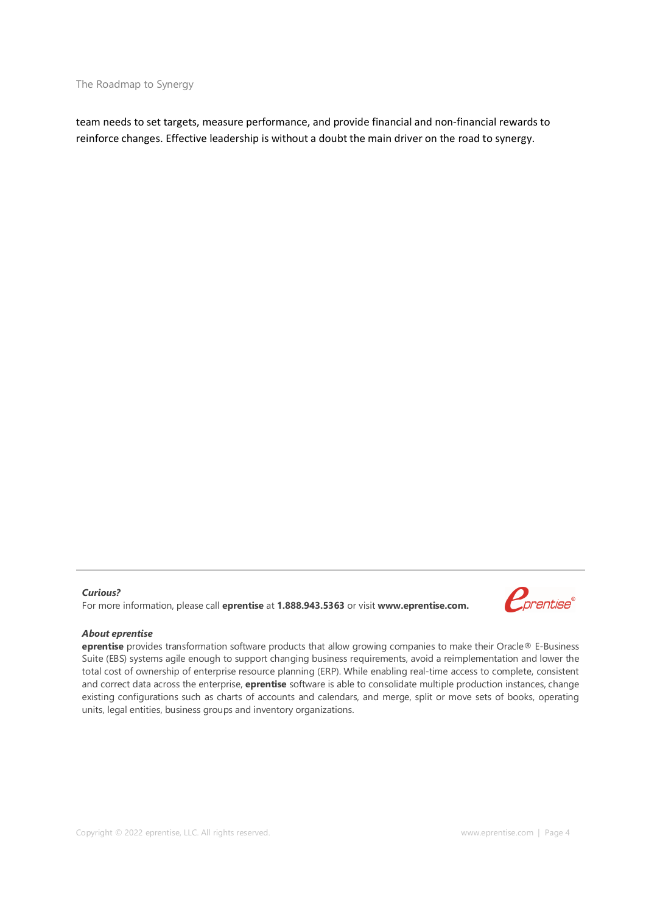team needs to set targets, measure performance, and provide financial and non-financial rewards to reinforce changes. Effective leadership is without a doubt the main driver on the road to synergy.

---

***Curious?***
For more information, please call **eprentise** at **1.888.943.5363** or visit **www.eprentise.com.**

***About eprentise***

**eprentise** provides transformation software products that allow growing companies to make their Oracle® E-Business Suite (EBS) systems agile enough to support changing business requirements, avoid a reimplementation and lower the total cost of ownership of enterprise resource planning (ERP). While enabling real-time access to complete, consistent and correct data across the enterprise, **eprentise** software is able to consolidate multiple production instances, change existing configurations such as charts of accounts and calendars, and merge, split or move sets of books, operating units, legal entities, business groups and inventory organizations.

Copyright © 2022 eprentise, LLC. All rights reserved.